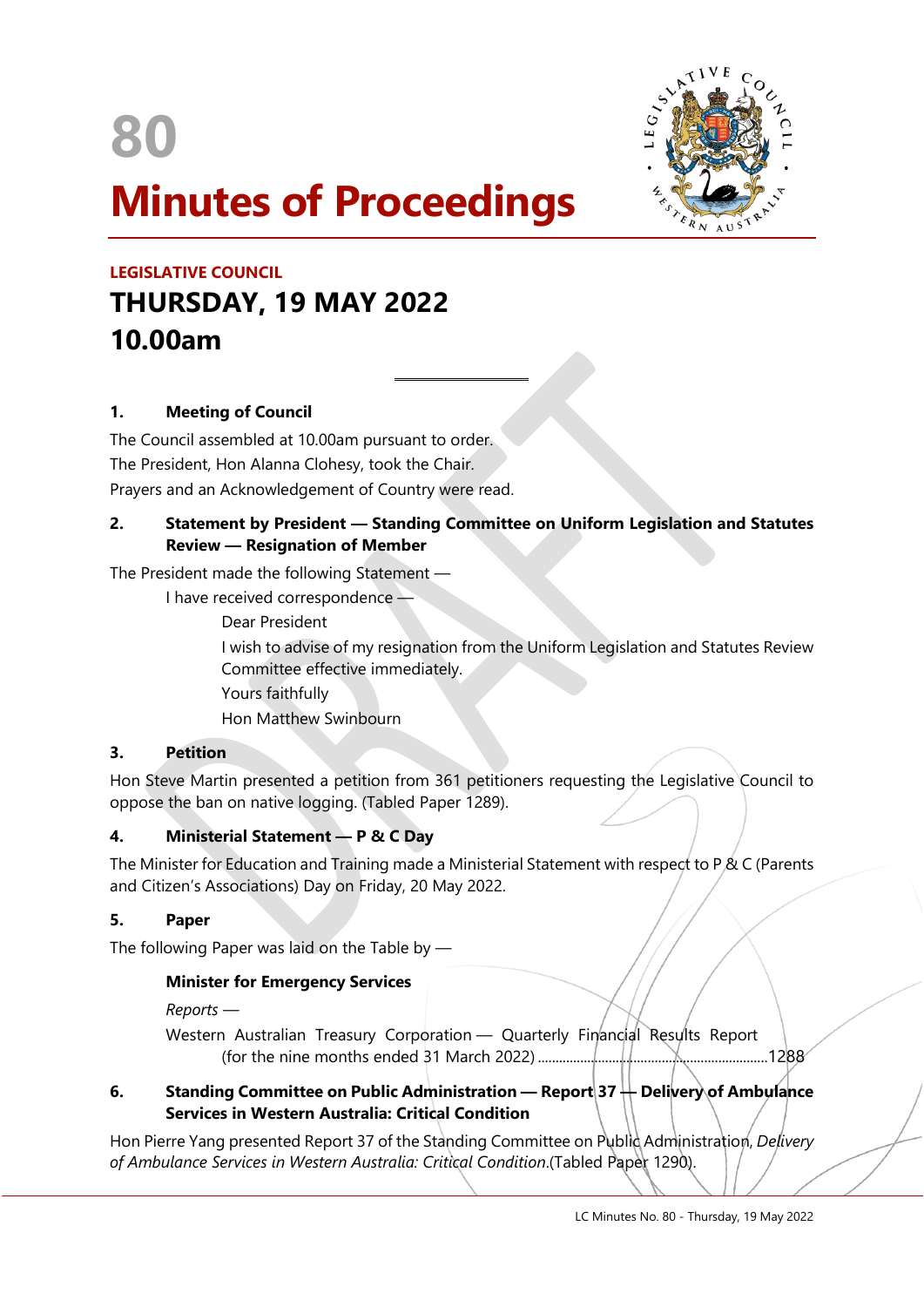# 80

# Minutes of Proceedings

**LEGISLATIVE COUNCIL**

## THURSDAY, 19 MAY 2022
## 10.00am

---

### 1. Meeting of Council

The Council assembled at 10.00am pursuant to order.

The President, Hon Alanna Clohesy, took the Chair.

Prayers and an Acknowledgement of Country were read.

### 2. Statement by President — Standing Committee on Uniform Legislation and Statutes Review — Resignation of Member

The President made the following Statement —

> I have received correspondence —
>
> > Dear President
> >
> > I wish to advise of my resignation from the Uniform Legislation and Statutes Review Committee effective immediately.
> >
> > Yours faithfully
> >
> > Hon Matthew Swinbourn

### 3. Petition

Hon Steve Martin presented a petition from 361 petitioners requesting the Legislative Council to oppose the ban on native logging. (Tabled Paper 1289).

### 4. Ministerial Statement — P & C Day

The Minister for Education and Training made a Ministerial Statement with respect to P & C (Parents and Citizen's Associations) Day on Friday, 20 May 2022.

### 5. Paper

The following Paper was laid on the Table by —

**Minister for Emergency Services**

*Reports* —

Western Australian Treasury Corporation — Quarterly Financial Results Report (for the nine months ended 31 March 2022) ........................................ 1288

### 6. Standing Committee on Public Administration — Report 37 — Delivery of Ambulance Services in Western Australia: Critical Condition

Hon Pierre Yang presented Report 37 of the Standing Committee on Public Administration, *Delivery of Ambulance Services in Western Australia: Critical Condition*.(Tabled Paper 1290).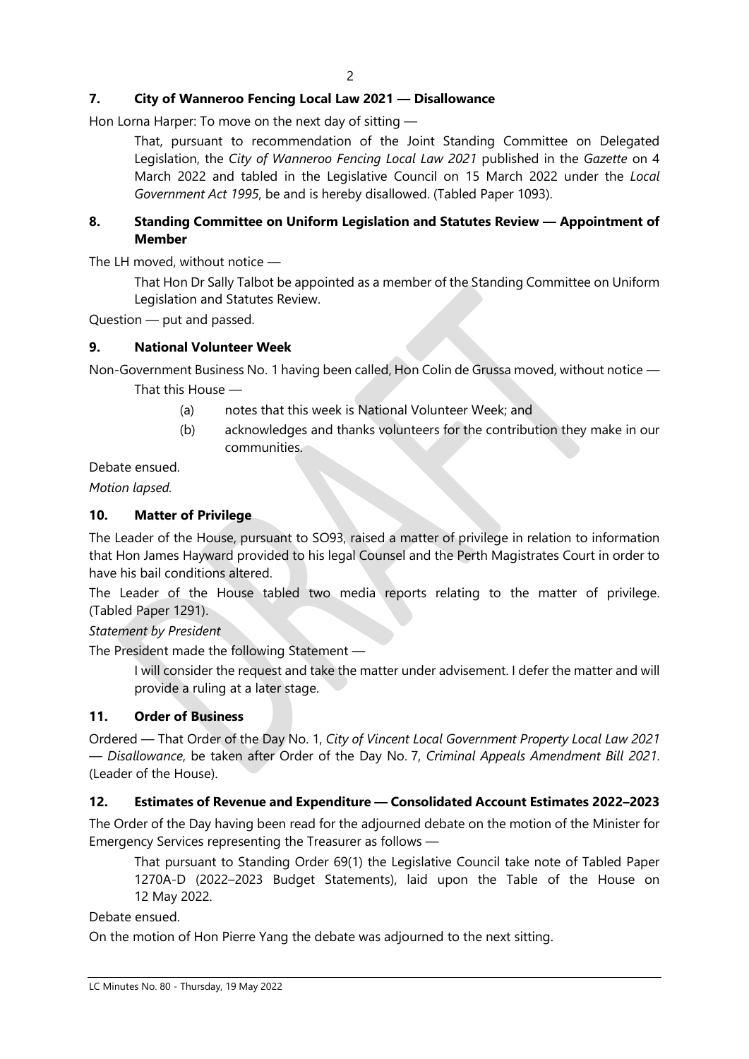## 7. City of Wanneroo Fencing Local Law 2021 — Disallowance

Hon Lorna Harper: To move on the next day of sitting —

> That, pursuant to recommendation of the Joint Standing Committee on Delegated Legislation, the *City of Wanneroo Fencing Local Law 2021* published in the *Gazette* on 4 March 2022 and tabled in the Legislative Council on 15 March 2022 under the *Local Government Act 1995*, be and is hereby disallowed. (Tabled Paper 1093).

## 8. Standing Committee on Uniform Legislation and Statutes Review — Appointment of Member

The LH moved, without notice —

> That Hon Dr Sally Talbot be appointed as a member of the Standing Committee on Uniform Legislation and Statutes Review.

Question — put and passed.

## 9. National Volunteer Week

Non-Government Business No. 1 having been called, Hon Colin de Grussa moved, without notice —

> That this House —
>
> (a) notes that this week is National Volunteer Week; and
>
> (b) acknowledges and thanks volunteers for the contribution they make in our communities.

Debate ensued.

*Motion lapsed.*

## 10. Matter of Privilege

The Leader of the House, pursuant to SO93, raised a matter of privilege in relation to information that Hon James Hayward provided to his legal Counsel and the Perth Magistrates Court in order to have his bail conditions altered.

The Leader of the House tabled two media reports relating to the matter of privilege. (Tabled Paper 1291).

*Statement by President*

The President made the following Statement —

> I will consider the request and take the matter under advisement. I defer the matter and will provide a ruling at a later stage.

## 11. Order of Business

Ordered — That Order of the Day No. 1, *City of Vincent Local Government Property Local Law 2021 — Disallowance*, be taken after Order of the Day No. 7, *Criminal Appeals Amendment Bill 2021*. (Leader of the House).

## 12. Estimates of Revenue and Expenditure — Consolidated Account Estimates 2022–2023

The Order of the Day having been read for the adjourned debate on the motion of the Minister for Emergency Services representing the Treasurer as follows —

> That pursuant to Standing Order 69(1) the Legislative Council take note of Tabled Paper 1270A-D (2022–2023 Budget Statements), laid upon the Table of the House on 12 May 2022.

Debate ensued.

On the motion of Hon Pierre Yang the debate was adjourned to the next sitting.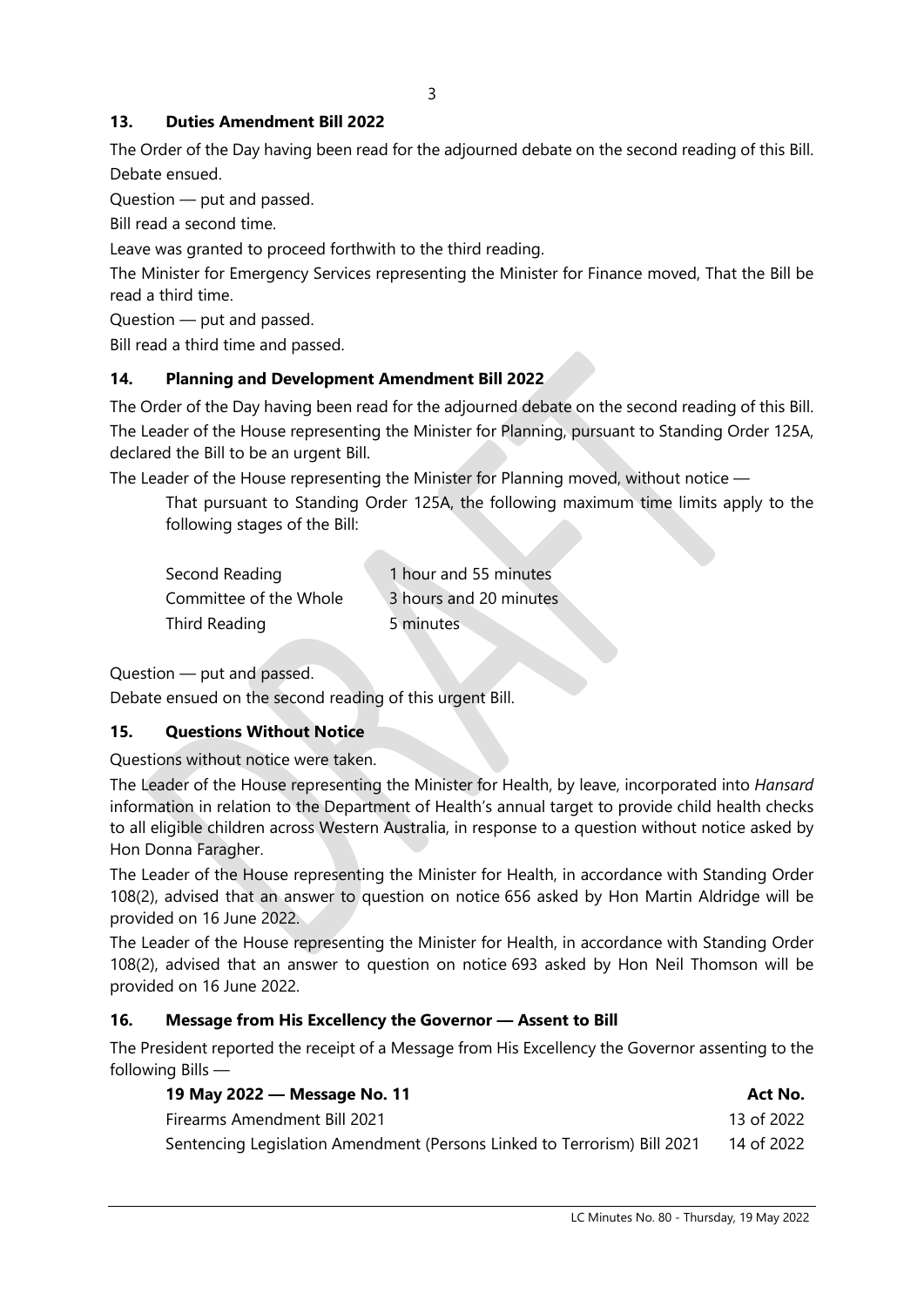## 13. Duties Amendment Bill 2022

The Order of the Day having been read for the adjourned debate on the second reading of this Bill.

Debate ensued.

Question — put and passed.

Bill read a second time.

Leave was granted to proceed forthwith to the third reading.

The Minister for Emergency Services representing the Minister for Finance moved, That the Bill be read a third time.

Question — put and passed.

Bill read a third time and passed.

## 14. Planning and Development Amendment Bill 2022

The Order of the Day having been read for the adjourned debate on the second reading of this Bill.

The Leader of the House representing the Minister for Planning, pursuant to Standing Order 125A, declared the Bill to be an urgent Bill.

The Leader of the House representing the Minister for Planning moved, without notice —

> That pursuant to Standing Order 125A, the following maximum time limits apply to the following stages of the Bill:
>
> | | |
> |---|---|
> | Second Reading | 1 hour and 55 minutes |
> | Committee of the Whole | 3 hours and 20 minutes |
> | Third Reading | 5 minutes |

Question — put and passed.

Debate ensued on the second reading of this urgent Bill.

## 15. Questions Without Notice

Questions without notice were taken.

The Leader of the House representing the Minister for Health, by leave, incorporated into *Hansard* information in relation to the Department of Health's annual target to provide child health checks to all eligible children across Western Australia, in response to a question without notice asked by Hon Donna Faragher.

The Leader of the House representing the Minister for Health, in accordance with Standing Order 108(2), advised that an answer to question on notice 656 asked by Hon Martin Aldridge will be provided on 16 June 2022.

The Leader of the House representing the Minister for Health, in accordance with Standing Order 108(2), advised that an answer to question on notice 693 asked by Hon Neil Thomson will be provided on 16 June 2022.

## 16. Message from His Excellency the Governor — Assent to Bill

The President reported the receipt of a Message from His Excellency the Governor assenting to the following Bills —

| **19 May 2022 — Message No. 11** | **Act No.** |
|---|---|
| Firearms Amendment Bill 2021 | 13 of 2022 |
| Sentencing Legislation Amendment (Persons Linked to Terrorism) Bill 2021 | 14 of 2022 |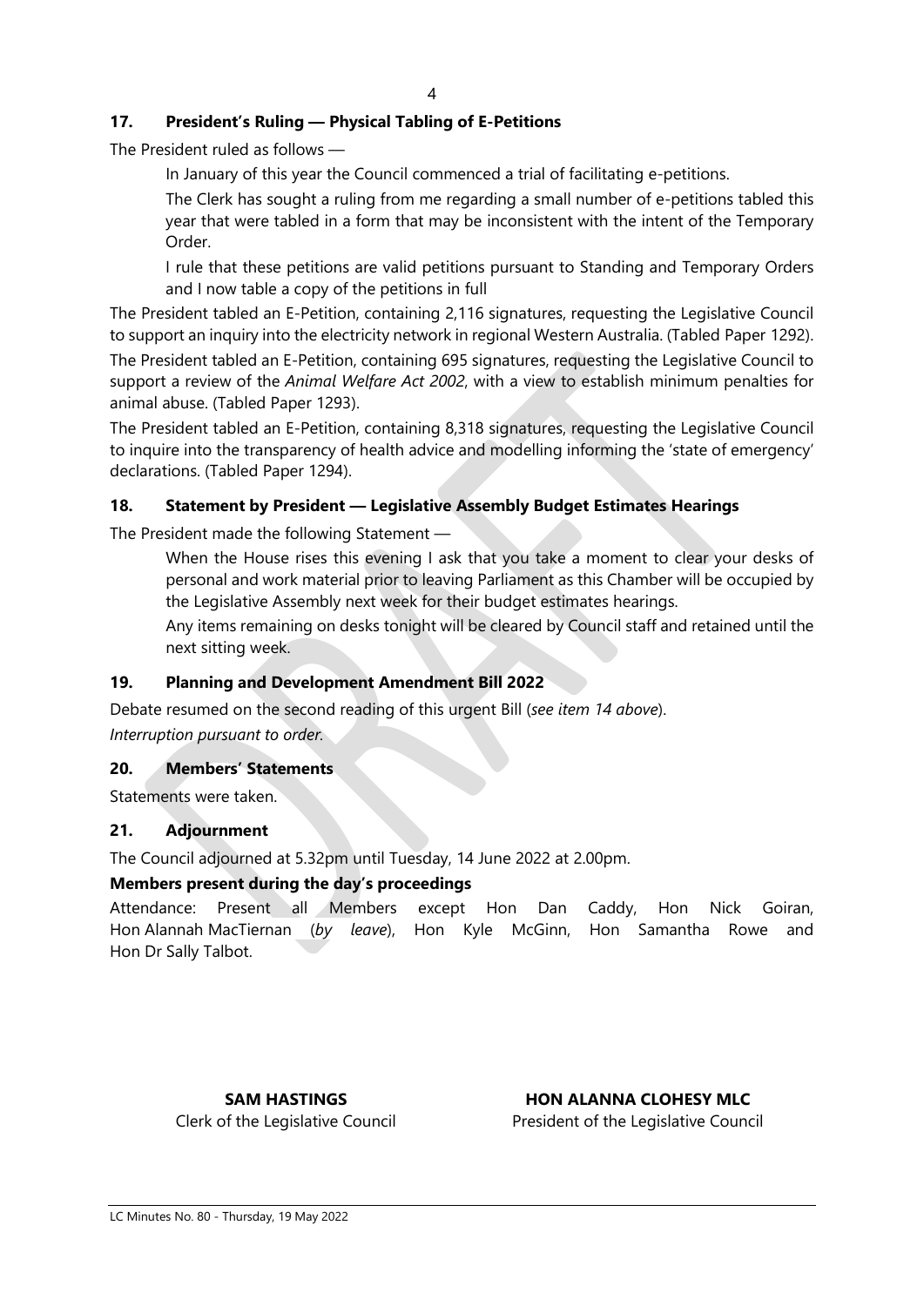### 17. President's Ruling — Physical Tabling of E-Petitions

The President ruled as follows —

> In January of this year the Council commenced a trial of facilitating e-petitions.
>
> The Clerk has sought a ruling from me regarding a small number of e-petitions tabled this year that were tabled in a form that may be inconsistent with the intent of the Temporary Order.
>
> I rule that these petitions are valid petitions pursuant to Standing and Temporary Orders and I now table a copy of the petitions in full

The President tabled an E-Petition, containing 2,116 signatures, requesting the Legislative Council to support an inquiry into the electricity network in regional Western Australia. (Tabled Paper 1292).

The President tabled an E-Petition, containing 695 signatures, requesting the Legislative Council to support a review of the *Animal Welfare Act 2002*, with a view to establish minimum penalties for animal abuse. (Tabled Paper 1293).

The President tabled an E-Petition, containing 8,318 signatures, requesting the Legislative Council to inquire into the transparency of health advice and modelling informing the 'state of emergency' declarations. (Tabled Paper 1294).

### 18. Statement by President — Legislative Assembly Budget Estimates Hearings

The President made the following Statement —

> When the House rises this evening I ask that you take a moment to clear your desks of personal and work material prior to leaving Parliament as this Chamber will be occupied by the Legislative Assembly next week for their budget estimates hearings.
>
> Any items remaining on desks tonight will be cleared by Council staff and retained until the next sitting week.

### 19. Planning and Development Amendment Bill 2022

Debate resumed on the second reading of this urgent Bill (*see item 14 above*).

*Interruption pursuant to order.*

### 20. Members' Statements

Statements were taken.

### 21. Adjournment

The Council adjourned at 5.32pm until Tuesday, 14 June 2022 at 2.00pm.

**Members present during the day's proceedings**

Attendance: Present all Members except Hon Dan Caddy, Hon Nick Goiran, Hon Alannah MacTiernan (*by leave*), Hon Kyle McGinn, Hon Samantha Rowe and Hon Dr Sally Talbot.

**SAM HASTINGS**
Clerk of the Legislative Council

**HON ALANNA CLOHESY MLC**
President of the Legislative Council